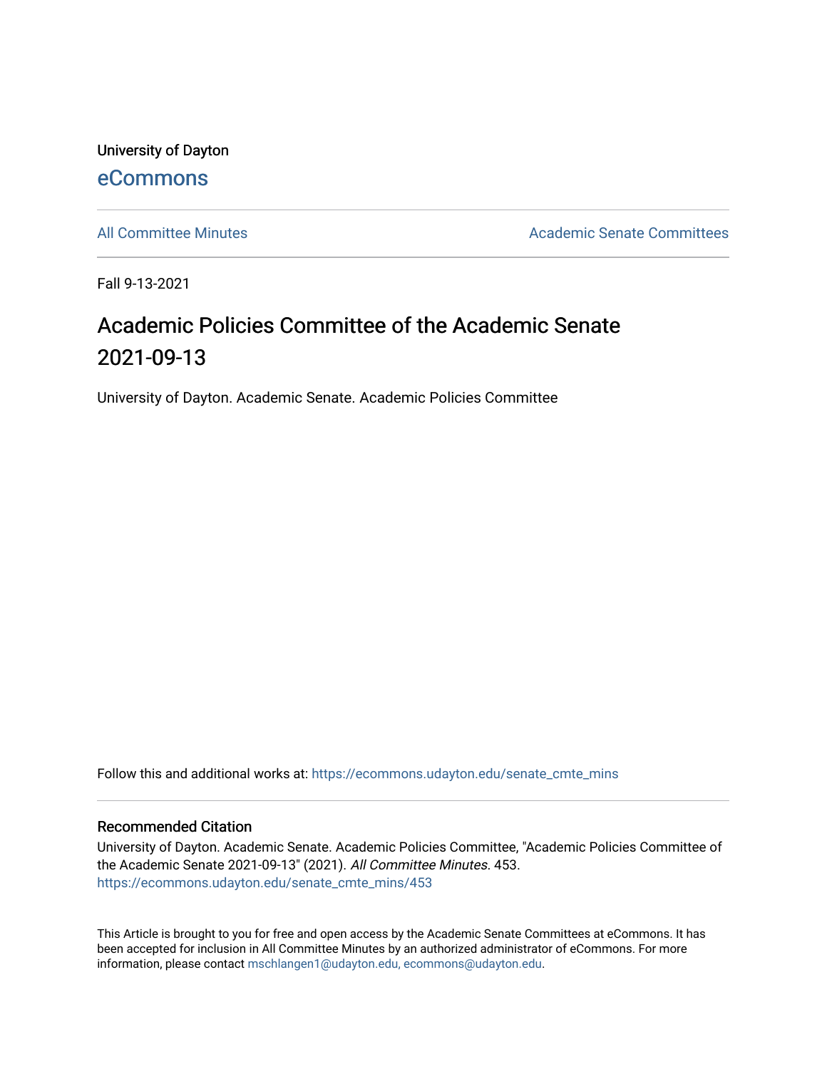University of Dayton

eCommons

All Committee Minutes

Academic Senate Committees

Fall 9-13-2021

# Academic Policies Committee of the Academic Senate 2021-09-13

University of Dayton. Academic Senate. Academic Policies Committee

Follow this and additional works at: https://ecommons.udayton.edu/senate_cmte_mins

## Recommended Citation

University of Dayton. Academic Senate. Academic Policies Committee, "Academic Policies Committee of the Academic Senate 2021-09-13" (2021). *All Committee Minutes*. 453.
https://ecommons.udayton.edu/senate_cmte_mins/453

This Article is brought to you for free and open access by the Academic Senate Committees at eCommons. It has been accepted for inclusion in All Committee Minutes by an authorized administrator of eCommons. For more information, please contact mschlangen1@udayton.edu, ecommons@udayton.edu.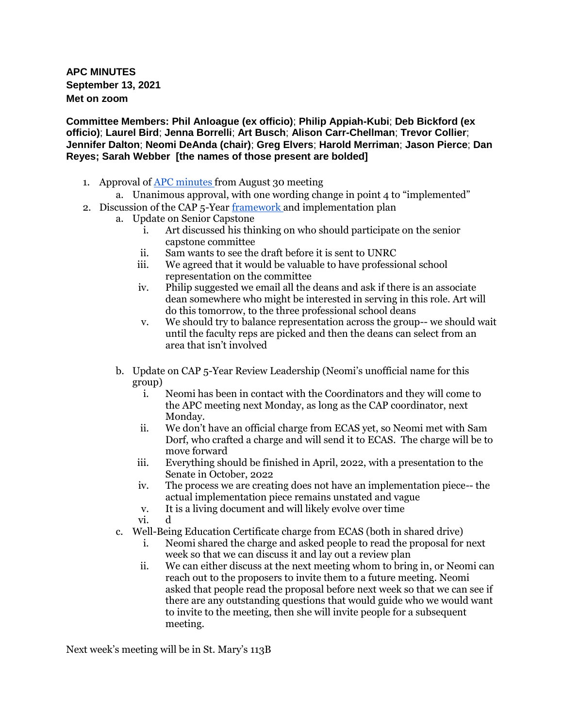**APC MINUTES**
**September 13, 2021**
**Met on zoom**

**Committee Members: Phil Anloague (ex officio)**; **Philip Appiah-Kubi**; **Deb Bickford (ex officio)**; **Laurel Bird**; **Jenna Borrelli**; **Art Busch**; **Alison Carr-Chellman**; **Trevor Collier**; **Jennifer Dalton**; **Neomi DeAnda (chair)**; **Greg Elvers**; **Harold Merriman**; **Jason Pierce**; **Dan Reyes; Sarah Webber [the names of those present are bolded]**

1. Approval of APC minutes from August 30 meeting
   a. Unanimous approval, with one wording change in point 4 to "implemented"
2. Discussion of the CAP 5-Year framework and implementation plan
   a. Update on Senior Capstone
      i. Art discussed his thinking on who should participate on the senior capstone committee
      ii. Sam wants to see the draft before it is sent to UNRC
      iii. We agreed that it would be valuable to have professional school representation on the committee
      iv. Philip suggested we email all the deans and ask if there is an associate dean somewhere who might be interested in serving in this role. Art will do this tomorrow, to the three professional school deans
      v. We should try to balance representation across the group-- we should wait until the faculty reps are picked and then the deans can select from an area that isn't involved
   b. Update on CAP 5-Year Review Leadership (Neomi's unofficial name for this group)
      i. Neomi has been in contact with the Coordinators and they will come to the APC meeting next Monday, as long as the CAP coordinator, next Monday.
      ii. We don't have an official charge from ECAS yet, so Neomi met with Sam Dorf, who crafted a charge and will send it to ECAS. The charge will be to move forward
      iii. Everything should be finished in April, 2022, with a presentation to the Senate in October, 2022
      iv. The process we are creating does not have an implementation piece-- the actual implementation piece remains unstated and vague
      v. It is a living document and will likely evolve over time
      vi. d
   c. Well-Being Education Certificate charge from ECAS (both in shared drive)
      i. Neomi shared the charge and asked people to read the proposal for next week so that we can discuss it and lay out a review plan
      ii. We can either discuss at the next meeting whom to bring in, or Neomi can reach out to the proposers to invite them to a future meeting. Neomi asked that people read the proposal before next week so that we can see if there are any outstanding questions that would guide who we would want to invite to the meeting, then she will invite people for a subsequent meeting.

Next week's meeting will be in St. Mary's 113B